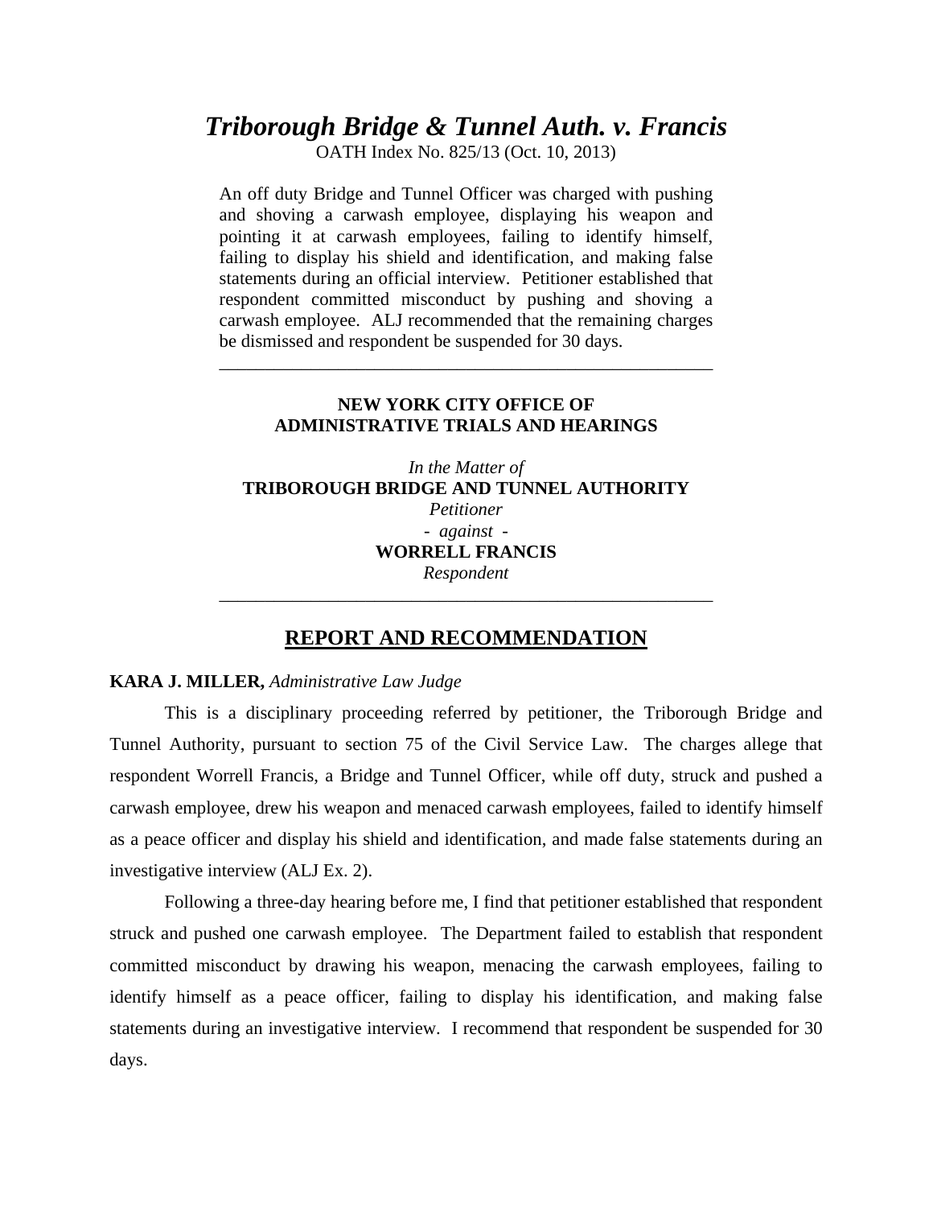# *Triborough Bridge & Tunnel Auth. v. Francis*

OATH Index No. 825/13 (Oct. 10, 2013)

An off duty Bridge and Tunnel Officer was charged with pushing and shoving a carwash employee, displaying his weapon and pointing it at carwash employees, failing to identify himself, failing to display his shield and identification, and making false statements during an official interview. Petitioner established that respondent committed misconduct by pushing and shoving a carwash employee. ALJ recommended that the remaining charges be dismissed and respondent be suspended for 30 days.

---

**NEW YORK CITY OFFICE OF ADMINISTRATIVE TRIALS AND HEARINGS**

*In the Matter of*
**TRIBOROUGH BRIDGE AND TUNNEL AUTHORITY**
*Petitioner*
*- against -*
**WORRELL FRANCIS**
*Respondent*

---

## REPORT AND RECOMMENDATION

**KARA J. MILLER,** *Administrative Law Judge*

This is a disciplinary proceeding referred by petitioner, the Triborough Bridge and Tunnel Authority, pursuant to section 75 of the Civil Service Law. The charges allege that respondent Worrell Francis, a Bridge and Tunnel Officer, while off duty, struck and pushed a carwash employee, drew his weapon and menaced carwash employees, failed to identify himself as a peace officer and display his shield and identification, and made false statements during an investigative interview (ALJ Ex. 2).

Following a three-day hearing before me, I find that petitioner established that respondent struck and pushed one carwash employee. The Department failed to establish that respondent committed misconduct by drawing his weapon, menacing the carwash employees, failing to identify himself as a peace officer, failing to display his identification, and making false statements during an investigative interview. I recommend that respondent be suspended for 30 days.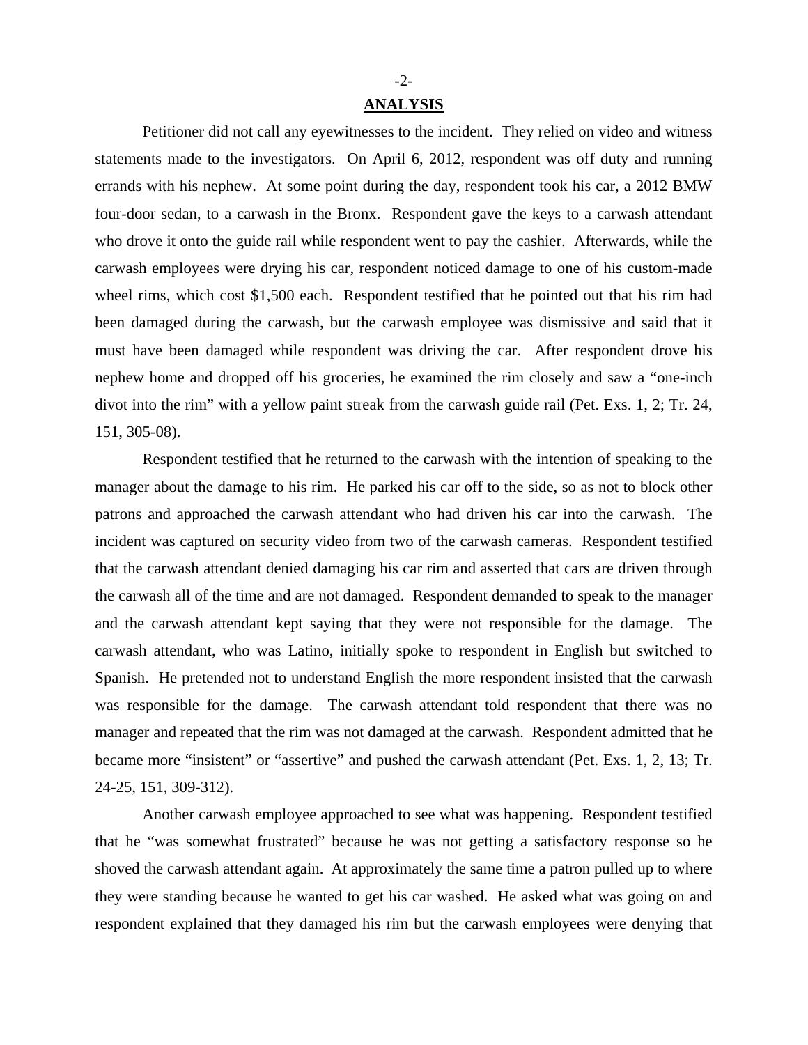## ANALYSIS

Petitioner did not call any eyewitnesses to the incident. They relied on video and witness statements made to the investigators. On April 6, 2012, respondent was off duty and running errands with his nephew. At some point during the day, respondent took his car, a 2012 BMW four-door sedan, to a carwash in the Bronx. Respondent gave the keys to a carwash attendant who drove it onto the guide rail while respondent went to pay the cashier. Afterwards, while the carwash employees were drying his car, respondent noticed damage to one of his custom-made wheel rims, which cost $1,500 each. Respondent testified that he pointed out that his rim had been damaged during the carwash, but the carwash employee was dismissive and said that it must have been damaged while respondent was driving the car. After respondent drove his nephew home and dropped off his groceries, he examined the rim closely and saw a "one-inch divot into the rim" with a yellow paint streak from the carwash guide rail (Pet. Exs. 1, 2; Tr. 24, 151, 305-08).

Respondent testified that he returned to the carwash with the intention of speaking to the manager about the damage to his rim. He parked his car off to the side, so as not to block other patrons and approached the carwash attendant who had driven his car into the carwash. The incident was captured on security video from two of the carwash cameras. Respondent testified that the carwash attendant denied damaging his car rim and asserted that cars are driven through the carwash all of the time and are not damaged. Respondent demanded to speak to the manager and the carwash attendant kept saying that they were not responsible for the damage. The carwash attendant, who was Latino, initially spoke to respondent in English but switched to Spanish. He pretended not to understand English the more respondent insisted that the carwash was responsible for the damage. The carwash attendant told respondent that there was no manager and repeated that the rim was not damaged at the carwash. Respondent admitted that he became more "insistent" or "assertive" and pushed the carwash attendant (Pet. Exs. 1, 2, 13; Tr. 24-25, 151, 309-312).

Another carwash employee approached to see what was happening. Respondent testified that he "was somewhat frustrated" because he was not getting a satisfactory response so he shoved the carwash attendant again. At approximately the same time a patron pulled up to where they were standing because he wanted to get his car washed. He asked what was going on and respondent explained that they damaged his rim but the carwash employees were denying that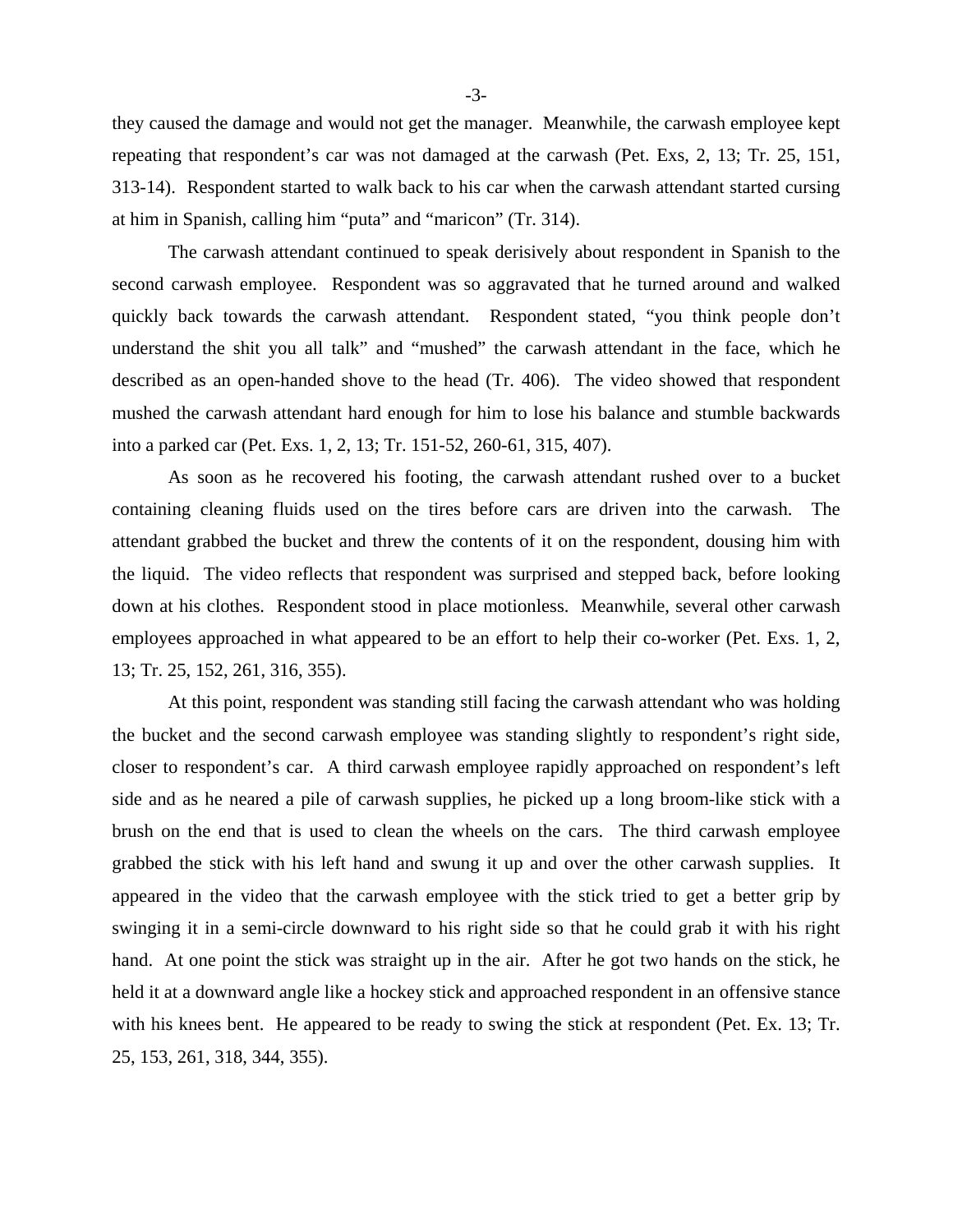they caused the damage and would not get the manager. Meanwhile, the carwash employee kept repeating that respondent's car was not damaged at the carwash (Pet. Exs, 2, 13; Tr. 25, 151, 313-14). Respondent started to walk back to his car when the carwash attendant started cursing at him in Spanish, calling him "puta" and "maricon" (Tr. 314).

The carwash attendant continued to speak derisively about respondent in Spanish to the second carwash employee. Respondent was so aggravated that he turned around and walked quickly back towards the carwash attendant. Respondent stated, "you think people don't understand the shit you all talk" and "mushed" the carwash attendant in the face, which he described as an open-handed shove to the head (Tr. 406). The video showed that respondent mushed the carwash attendant hard enough for him to lose his balance and stumble backwards into a parked car (Pet. Exs. 1, 2, 13; Tr. 151-52, 260-61, 315, 407).

As soon as he recovered his footing, the carwash attendant rushed over to a bucket containing cleaning fluids used on the tires before cars are driven into the carwash. The attendant grabbed the bucket and threw the contents of it on the respondent, dousing him with the liquid. The video reflects that respondent was surprised and stepped back, before looking down at his clothes. Respondent stood in place motionless. Meanwhile, several other carwash employees approached in what appeared to be an effort to help their co-worker (Pet. Exs. 1, 2, 13; Tr. 25, 152, 261, 316, 355).

At this point, respondent was standing still facing the carwash attendant who was holding the bucket and the second carwash employee was standing slightly to respondent's right side, closer to respondent's car. A third carwash employee rapidly approached on respondent's left side and as he neared a pile of carwash supplies, he picked up a long broom-like stick with a brush on the end that is used to clean the wheels on the cars. The third carwash employee grabbed the stick with his left hand and swung it up and over the other carwash supplies. It appeared in the video that the carwash employee with the stick tried to get a better grip by swinging it in a semi-circle downward to his right side so that he could grab it with his right hand. At one point the stick was straight up in the air. After he got two hands on the stick, he held it at a downward angle like a hockey stick and approached respondent in an offensive stance with his knees bent. He appeared to be ready to swing the stick at respondent (Pet. Ex. 13; Tr. 25, 153, 261, 318, 344, 355).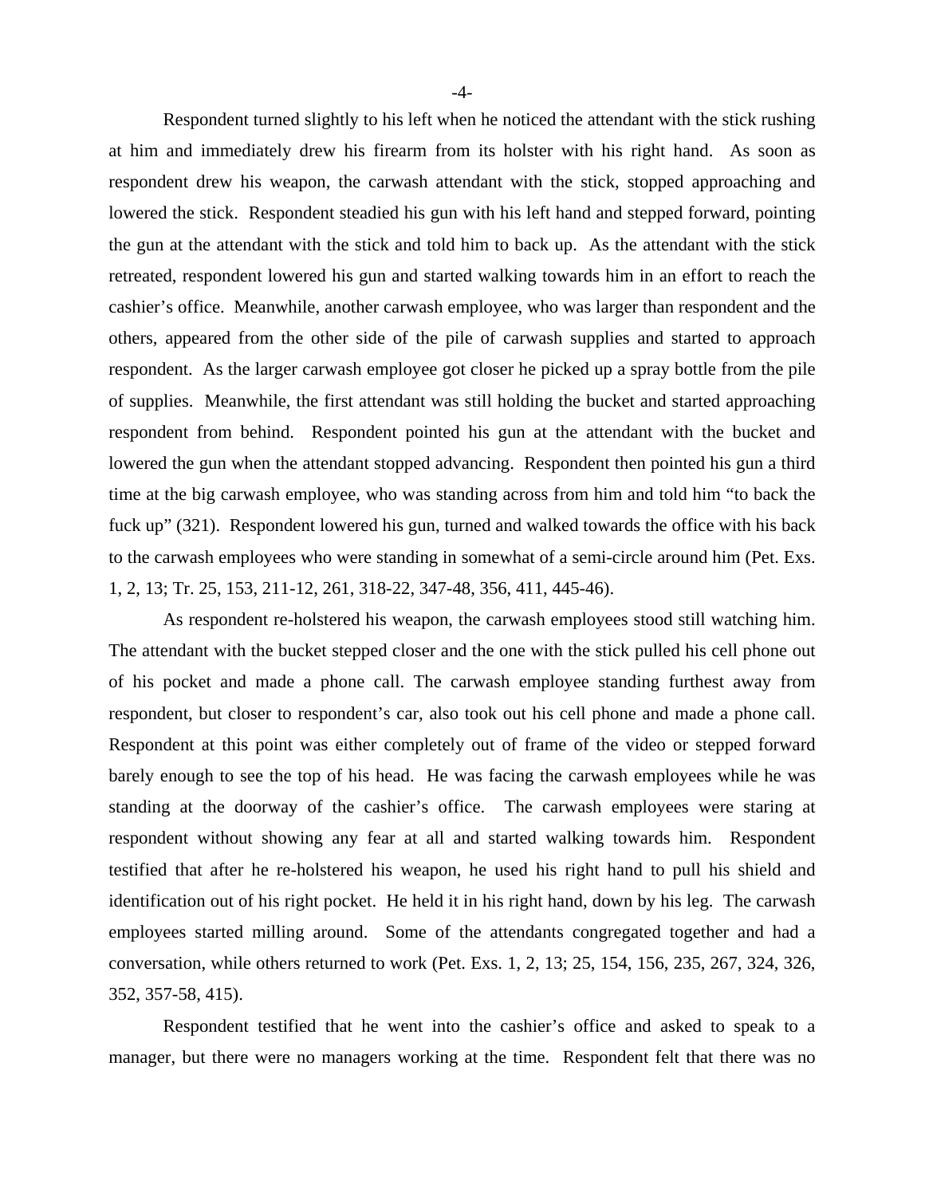Respondent turned slightly to his left when he noticed the attendant with the stick rushing at him and immediately drew his firearm from its holster with his right hand. As soon as respondent drew his weapon, the carwash attendant with the stick, stopped approaching and lowered the stick. Respondent steadied his gun with his left hand and stepped forward, pointing the gun at the attendant with the stick and told him to back up. As the attendant with the stick retreated, respondent lowered his gun and started walking towards him in an effort to reach the cashier's office. Meanwhile, another carwash employee, who was larger than respondent and the others, appeared from the other side of the pile of carwash supplies and started to approach respondent. As the larger carwash employee got closer he picked up a spray bottle from the pile of supplies. Meanwhile, the first attendant was still holding the bucket and started approaching respondent from behind. Respondent pointed his gun at the attendant with the bucket and lowered the gun when the attendant stopped advancing. Respondent then pointed his gun a third time at the big carwash employee, who was standing across from him and told him "to back the fuck up" (321). Respondent lowered his gun, turned and walked towards the office with his back to the carwash employees who were standing in somewhat of a semi-circle around him (Pet. Exs. 1, 2, 13; Tr. 25, 153, 211-12, 261, 318-22, 347-48, 356, 411, 445-46).

As respondent re-holstered his weapon, the carwash employees stood still watching him. The attendant with the bucket stepped closer and the one with the stick pulled his cell phone out of his pocket and made a phone call. The carwash employee standing furthest away from respondent, but closer to respondent's car, also took out his cell phone and made a phone call. Respondent at this point was either completely out of frame of the video or stepped forward barely enough to see the top of his head. He was facing the carwash employees while he was standing at the doorway of the cashier's office. The carwash employees were staring at respondent without showing any fear at all and started walking towards him. Respondent testified that after he re-holstered his weapon, he used his right hand to pull his shield and identification out of his right pocket. He held it in his right hand, down by his leg. The carwash employees started milling around. Some of the attendants congregated together and had a conversation, while others returned to work (Pet. Exs. 1, 2, 13; 25, 154, 156, 235, 267, 324, 326, 352, 357-58, 415).

Respondent testified that he went into the cashier's office and asked to speak to a manager, but there were no managers working at the time. Respondent felt that there was no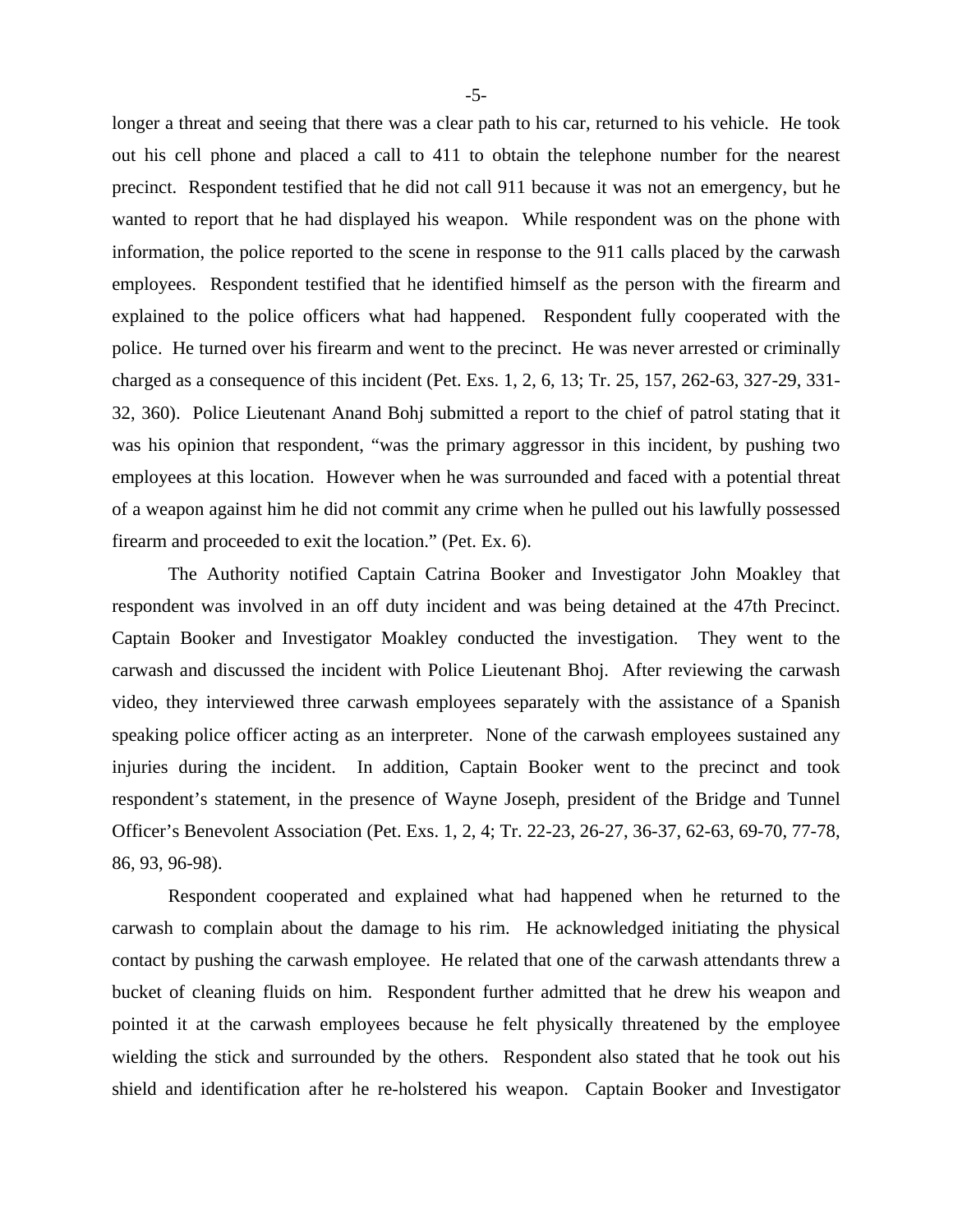longer a threat and seeing that there was a clear path to his car, returned to his vehicle. He took out his cell phone and placed a call to 411 to obtain the telephone number for the nearest precinct. Respondent testified that he did not call 911 because it was not an emergency, but he wanted to report that he had displayed his weapon. While respondent was on the phone with information, the police reported to the scene in response to the 911 calls placed by the carwash employees. Respondent testified that he identified himself as the person with the firearm and explained to the police officers what had happened. Respondent fully cooperated with the police. He turned over his firearm and went to the precinct. He was never arrested or criminally charged as a consequence of this incident (Pet. Exs. 1, 2, 6, 13; Tr. 25, 157, 262-63, 327-29, 331-32, 360). Police Lieutenant Anand Bohj submitted a report to the chief of patrol stating that it was his opinion that respondent, "was the primary aggressor in this incident, by pushing two employees at this location. However when he was surrounded and faced with a potential threat of a weapon against him he did not commit any crime when he pulled out his lawfully possessed firearm and proceeded to exit the location." (Pet. Ex. 6).

The Authority notified Captain Catrina Booker and Investigator John Moakley that respondent was involved in an off duty incident and was being detained at the 47th Precinct. Captain Booker and Investigator Moakley conducted the investigation. They went to the carwash and discussed the incident with Police Lieutenant Bhoj. After reviewing the carwash video, they interviewed three carwash employees separately with the assistance of a Spanish speaking police officer acting as an interpreter. None of the carwash employees sustained any injuries during the incident. In addition, Captain Booker went to the precinct and took respondent's statement, in the presence of Wayne Joseph, president of the Bridge and Tunnel Officer's Benevolent Association (Pet. Exs. 1, 2, 4; Tr. 22-23, 26-27, 36-37, 62-63, 69-70, 77-78, 86, 93, 96-98).

Respondent cooperated and explained what had happened when he returned to the carwash to complain about the damage to his rim. He acknowledged initiating the physical contact by pushing the carwash employee. He related that one of the carwash attendants threw a bucket of cleaning fluids on him. Respondent further admitted that he drew his weapon and pointed it at the carwash employees because he felt physically threatened by the employee wielding the stick and surrounded by the others. Respondent also stated that he took out his shield and identification after he re-holstered his weapon. Captain Booker and Investigator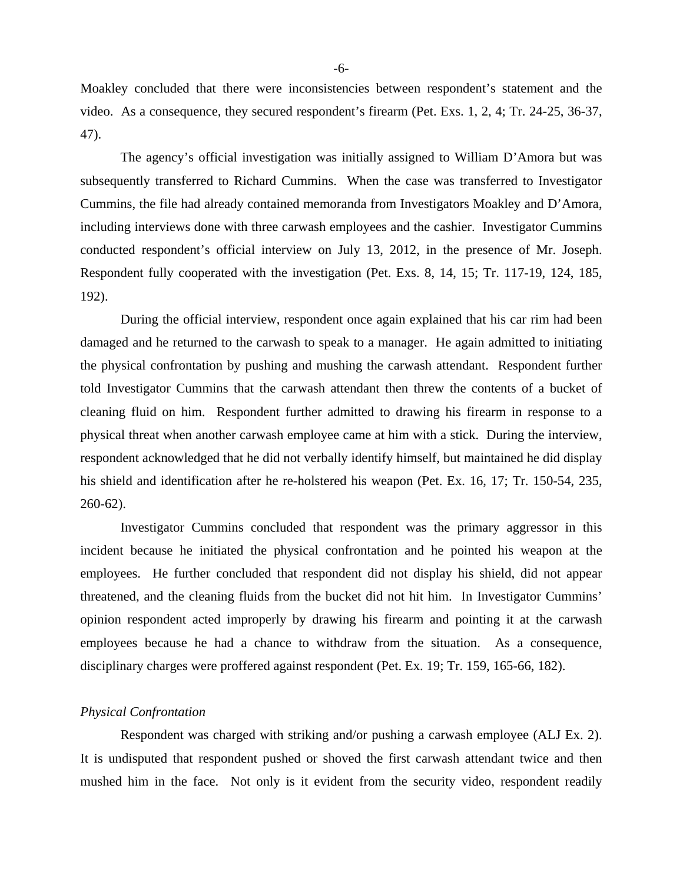Moakley concluded that there were inconsistencies between respondent's statement and the video. As a consequence, they secured respondent's firearm (Pet. Exs. 1, 2, 4; Tr. 24-25, 36-37, 47).

The agency's official investigation was initially assigned to William D'Amora but was subsequently transferred to Richard Cummins. When the case was transferred to Investigator Cummins, the file had already contained memoranda from Investigators Moakley and D'Amora, including interviews done with three carwash employees and the cashier. Investigator Cummins conducted respondent's official interview on July 13, 2012, in the presence of Mr. Joseph. Respondent fully cooperated with the investigation (Pet. Exs. 8, 14, 15; Tr. 117-19, 124, 185, 192).

During the official interview, respondent once again explained that his car rim had been damaged and he returned to the carwash to speak to a manager. He again admitted to initiating the physical confrontation by pushing and mushing the carwash attendant. Respondent further told Investigator Cummins that the carwash attendant then threw the contents of a bucket of cleaning fluid on him. Respondent further admitted to drawing his firearm in response to a physical threat when another carwash employee came at him with a stick. During the interview, respondent acknowledged that he did not verbally identify himself, but maintained he did display his shield and identification after he re-holstered his weapon (Pet. Ex. 16, 17; Tr. 150-54, 235, 260-62).

Investigator Cummins concluded that respondent was the primary aggressor in this incident because he initiated the physical confrontation and he pointed his weapon at the employees. He further concluded that respondent did not display his shield, did not appear threatened, and the cleaning fluids from the bucket did not hit him. In Investigator Cummins' opinion respondent acted improperly by drawing his firearm and pointing it at the carwash employees because he had a chance to withdraw from the situation. As a consequence, disciplinary charges were proffered against respondent (Pet. Ex. 19; Tr. 159, 165-66, 182).

*Physical Confrontation*

Respondent was charged with striking and/or pushing a carwash employee (ALJ Ex. 2). It is undisputed that respondent pushed or shoved the first carwash attendant twice and then mushed him in the face. Not only is it evident from the security video, respondent readily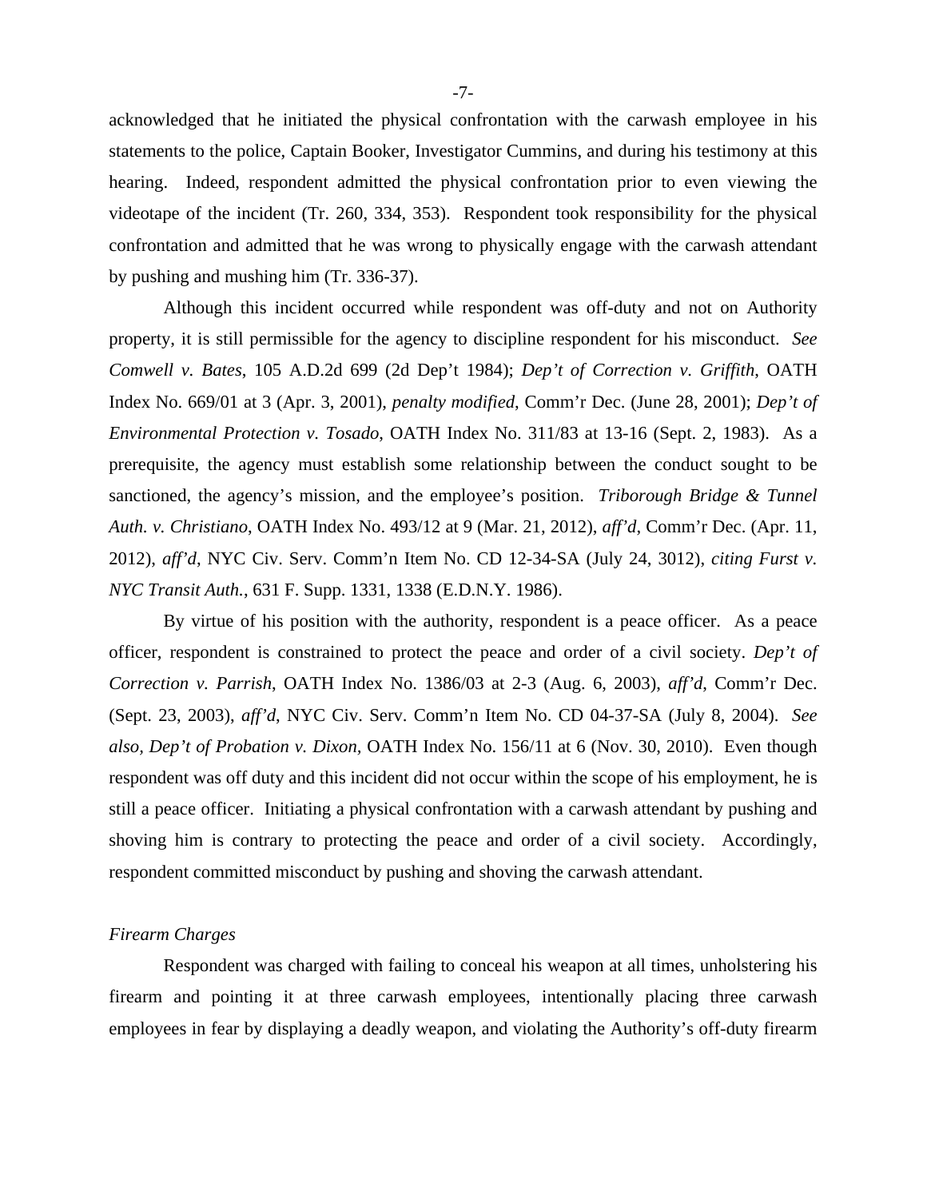acknowledged that he initiated the physical confrontation with the carwash employee in his statements to the police, Captain Booker, Investigator Cummins, and during his testimony at this hearing. Indeed, respondent admitted the physical confrontation prior to even viewing the videotape of the incident (Tr. 260, 334, 353). Respondent took responsibility for the physical confrontation and admitted that he was wrong to physically engage with the carwash attendant by pushing and mushing him (Tr. 336-37).

Although this incident occurred while respondent was off-duty and not on Authority property, it is still permissible for the agency to discipline respondent for his misconduct. *See Comwell v. Bates*, 105 A.D.2d 699 (2d Dep't 1984); *Dep't of Correction v. Griffith*, OATH Index No. 669/01 at 3 (Apr. 3, 2001), *penalty modified*, Comm'r Dec. (June 28, 2001); *Dep't of Environmental Protection v. Tosado*, OATH Index No. 311/83 at 13-16 (Sept. 2, 1983). As a prerequisite, the agency must establish some relationship between the conduct sought to be sanctioned, the agency's mission, and the employee's position. *Triborough Bridge & Tunnel Auth. v. Christiano*, OATH Index No. 493/12 at 9 (Mar. 21, 2012), *aff'd*, Comm'r Dec. (Apr. 11, 2012), *aff'd*, NYC Civ. Serv. Comm'n Item No. CD 12-34-SA (July 24, 3012), *citing Furst v. NYC Transit Auth.*, 631 F. Supp. 1331, 1338 (E.D.N.Y. 1986).

By virtue of his position with the authority, respondent is a peace officer. As a peace officer, respondent is constrained to protect the peace and order of a civil society. *Dep't of Correction v. Parrish*, OATH Index No. 1386/03 at 2-3 (Aug. 6, 2003), *aff'd*, Comm'r Dec. (Sept. 23, 2003), *aff'd*, NYC Civ. Serv. Comm'n Item No. CD 04-37-SA (July 8, 2004). *See also*, *Dep't of Probation v. Dixon*, OATH Index No. 156/11 at 6 (Nov. 30, 2010). Even though respondent was off duty and this incident did not occur within the scope of his employment, he is still a peace officer. Initiating a physical confrontation with a carwash attendant by pushing and shoving him is contrary to protecting the peace and order of a civil society. Accordingly, respondent committed misconduct by pushing and shoving the carwash attendant.

*Firearm Charges*

Respondent was charged with failing to conceal his weapon at all times, unholstering his firearm and pointing it at three carwash employees, intentionally placing three carwash employees in fear by displaying a deadly weapon, and violating the Authority's off-duty firearm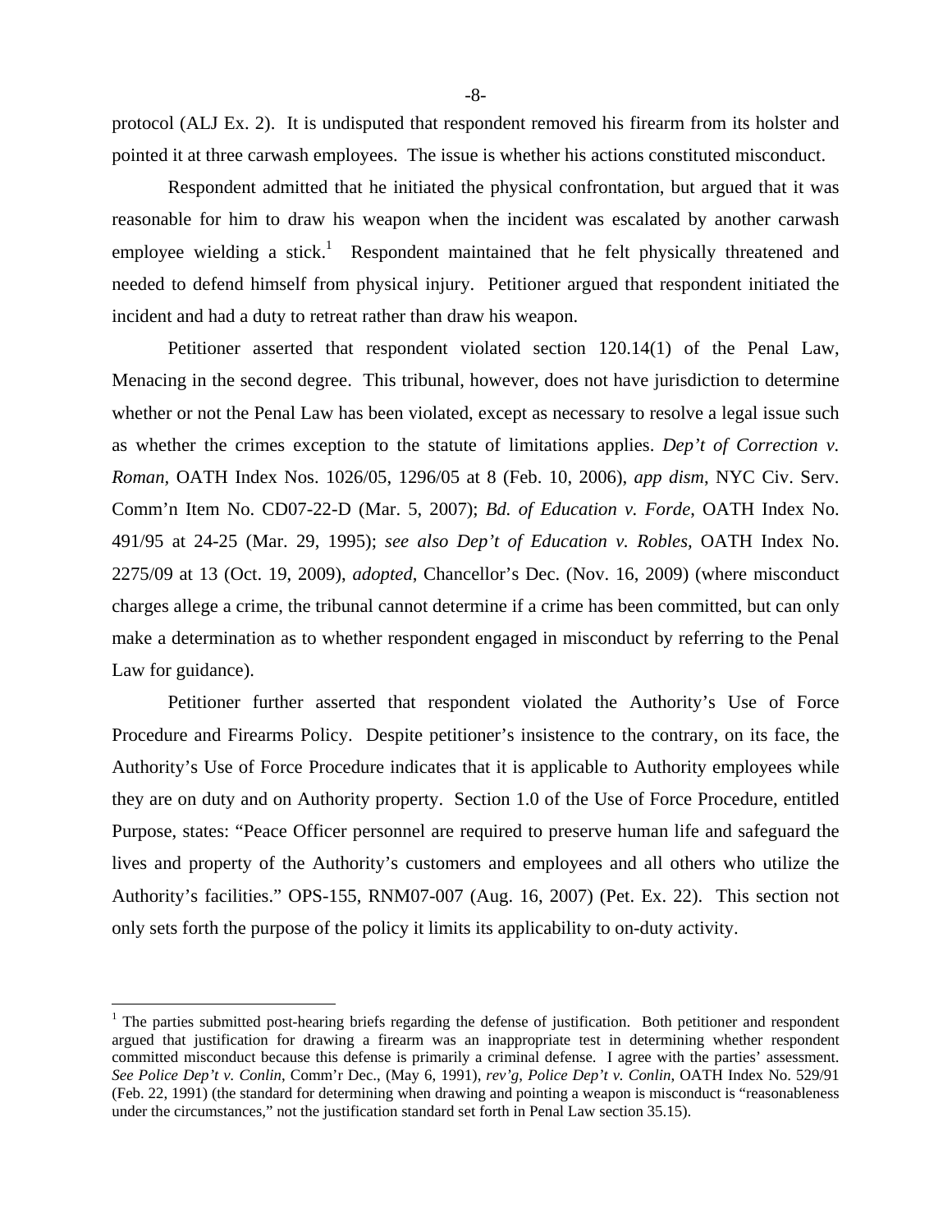protocol (ALJ Ex. 2). It is undisputed that respondent removed his firearm from its holster and pointed it at three carwash employees. The issue is whether his actions constituted misconduct.

Respondent admitted that he initiated the physical confrontation, but argued that it was reasonable for him to draw his weapon when the incident was escalated by another carwash employee wielding a stick.[1] Respondent maintained that he felt physically threatened and needed to defend himself from physical injury. Petitioner argued that respondent initiated the incident and had a duty to retreat rather than draw his weapon.

Petitioner asserted that respondent violated section 120.14(1) of the Penal Law, Menacing in the second degree. This tribunal, however, does not have jurisdiction to determine whether or not the Penal Law has been violated, except as necessary to resolve a legal issue such as whether the crimes exception to the statute of limitations applies. *Dep't of Correction v. Roman*, OATH Index Nos. 1026/05, 1296/05 at 8 (Feb. 10, 2006), *app dism*, NYC Civ. Serv. Comm'n Item No. CD07-22-D (Mar. 5, 2007); *Bd. of Education v. Forde*, OATH Index No. 491/95 at 24-25 (Mar. 29, 1995); *see also Dep't of Education v. Robles*, OATH Index No. 2275/09 at 13 (Oct. 19, 2009), *adopted*, Chancellor's Dec. (Nov. 16, 2009) (where misconduct charges allege a crime, the tribunal cannot determine if a crime has been committed, but can only make a determination as to whether respondent engaged in misconduct by referring to the Penal Law for guidance).

Petitioner further asserted that respondent violated the Authority's Use of Force Procedure and Firearms Policy. Despite petitioner's insistence to the contrary, on its face, the Authority's Use of Force Procedure indicates that it is applicable to Authority employees while they are on duty and on Authority property. Section 1.0 of the Use of Force Procedure, entitled Purpose, states: "Peace Officer personnel are required to preserve human life and safeguard the lives and property of the Authority's customers and employees and all others who utilize the Authority's facilities." OPS-155, RNM07-007 (Aug. 16, 2007) (Pet. Ex. 22). This section not only sets forth the purpose of the policy it limits its applicability to on-duty activity.

---

[1] The parties submitted post-hearing briefs regarding the defense of justification. Both petitioner and respondent argued that justification for drawing a firearm was an inappropriate test in determining whether respondent committed misconduct because this defense is primarily a criminal defense. I agree with the parties' assessment. *See Police Dep't v. Conlin*, Comm'r Dec., (May 6, 1991), *rev'g*, *Police Dep't v. Conlin*, OATH Index No. 529/91 (Feb. 22, 1991) (the standard for determining when drawing and pointing a weapon is misconduct is "reasonableness under the circumstances," not the justification standard set forth in Penal Law section 35.15).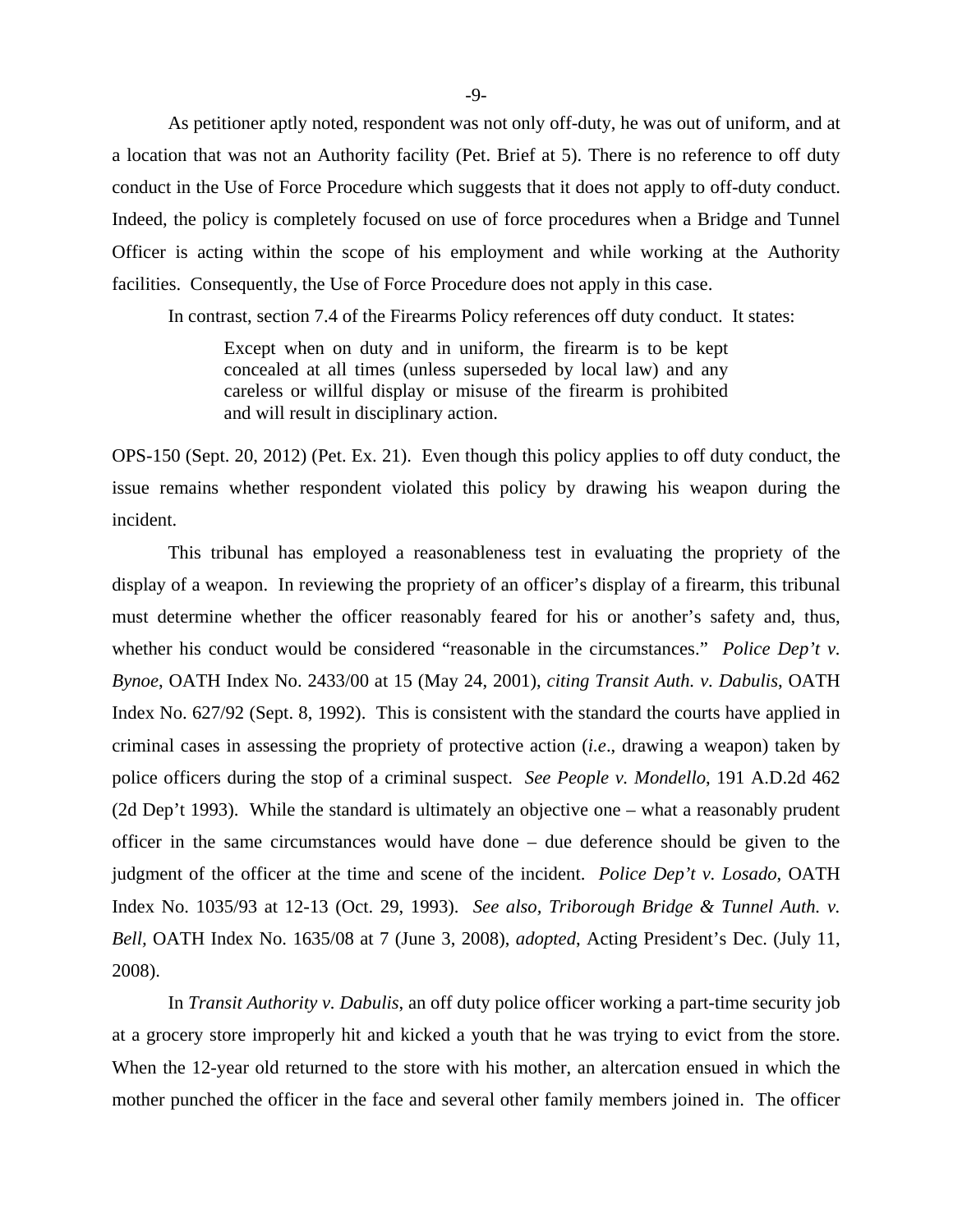As petitioner aptly noted, respondent was not only off-duty, he was out of uniform, and at a location that was not an Authority facility (Pet. Brief at 5). There is no reference to off duty conduct in the Use of Force Procedure which suggests that it does not apply to off-duty conduct. Indeed, the policy is completely focused on use of force procedures when a Bridge and Tunnel Officer is acting within the scope of his employment and while working at the Authority facilities. Consequently, the Use of Force Procedure does not apply in this case.

In contrast, section 7.4 of the Firearms Policy references off duty conduct. It states:

> Except when on duty and in uniform, the firearm is to be kept concealed at all times (unless superseded by local law) and any careless or willful display or misuse of the firearm is prohibited and will result in disciplinary action.

OPS-150 (Sept. 20, 2012) (Pet. Ex. 21). Even though this policy applies to off duty conduct, the issue remains whether respondent violated this policy by drawing his weapon during the incident.

This tribunal has employed a reasonableness test in evaluating the propriety of the display of a weapon. In reviewing the propriety of an officer's display of a firearm, this tribunal must determine whether the officer reasonably feared for his or another's safety and, thus, whether his conduct would be considered "reasonable in the circumstances." *Police Dep't v. Bynoe*, OATH Index No. 2433/00 at 15 (May 24, 2001), *citing Transit Auth. v. Dabulis*, OATH Index No. 627/92 (Sept. 8, 1992). This is consistent with the standard the courts have applied in criminal cases in assessing the propriety of protective action (*i.e*., drawing a weapon) taken by police officers during the stop of a criminal suspect. *See People v. Mondello*, 191 A.D.2d 462 (2d Dep't 1993). While the standard is ultimately an objective one – what a reasonably prudent officer in the same circumstances would have done – due deference should be given to the judgment of the officer at the time and scene of the incident. *Police Dep't v. Losado*, OATH Index No. 1035/93 at 12-13 (Oct. 29, 1993). *See also, Triborough Bridge & Tunnel Auth. v. Bell,* OATH Index No. 1635/08 at 7 (June 3, 2008), *adopted*, Acting President's Dec. (July 11, 2008).

In *Transit Authority v. Dabulis*, an off duty police officer working a part-time security job at a grocery store improperly hit and kicked a youth that he was trying to evict from the store. When the 12-year old returned to the store with his mother, an altercation ensued in which the mother punched the officer in the face and several other family members joined in. The officer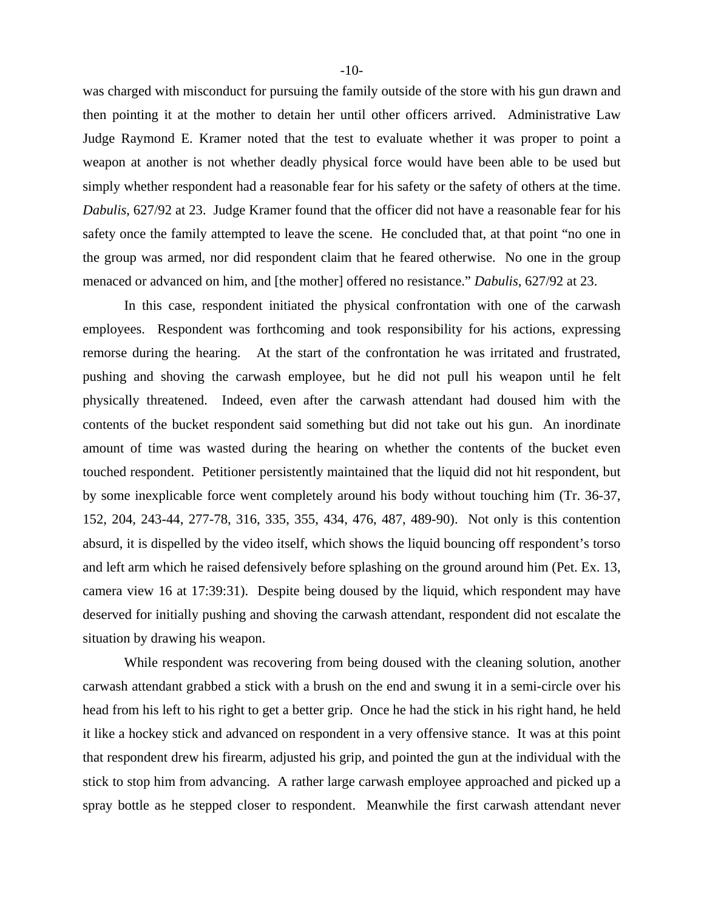was charged with misconduct for pursuing the family outside of the store with his gun drawn and then pointing it at the mother to detain her until other officers arrived. Administrative Law Judge Raymond E. Kramer noted that the test to evaluate whether it was proper to point a weapon at another is not whether deadly physical force would have been able to be used but simply whether respondent had a reasonable fear for his safety or the safety of others at the time. *Dabulis*, 627/92 at 23. Judge Kramer found that the officer did not have a reasonable fear for his safety once the family attempted to leave the scene. He concluded that, at that point "no one in the group was armed, nor did respondent claim that he feared otherwise. No one in the group menaced or advanced on him, and [the mother] offered no resistance." *Dabulis*, 627/92 at 23.

In this case, respondent initiated the physical confrontation with one of the carwash employees. Respondent was forthcoming and took responsibility for his actions, expressing remorse during the hearing. At the start of the confrontation he was irritated and frustrated, pushing and shoving the carwash employee, but he did not pull his weapon until he felt physically threatened. Indeed, even after the carwash attendant had doused him with the contents of the bucket respondent said something but did not take out his gun. An inordinate amount of time was wasted during the hearing on whether the contents of the bucket even touched respondent. Petitioner persistently maintained that the liquid did not hit respondent, but by some inexplicable force went completely around his body without touching him (Tr. 36-37, 152, 204, 243-44, 277-78, 316, 335, 355, 434, 476, 487, 489-90). Not only is this contention absurd, it is dispelled by the video itself, which shows the liquid bouncing off respondent's torso and left arm which he raised defensively before splashing on the ground around him (Pet. Ex. 13, camera view 16 at 17:39:31). Despite being doused by the liquid, which respondent may have deserved for initially pushing and shoving the carwash attendant, respondent did not escalate the situation by drawing his weapon.

While respondent was recovering from being doused with the cleaning solution, another carwash attendant grabbed a stick with a brush on the end and swung it in a semi-circle over his head from his left to his right to get a better grip. Once he had the stick in his right hand, he held it like a hockey stick and advanced on respondent in a very offensive stance. It was at this point that respondent drew his firearm, adjusted his grip, and pointed the gun at the individual with the stick to stop him from advancing. A rather large carwash employee approached and picked up a spray bottle as he stepped closer to respondent. Meanwhile the first carwash attendant never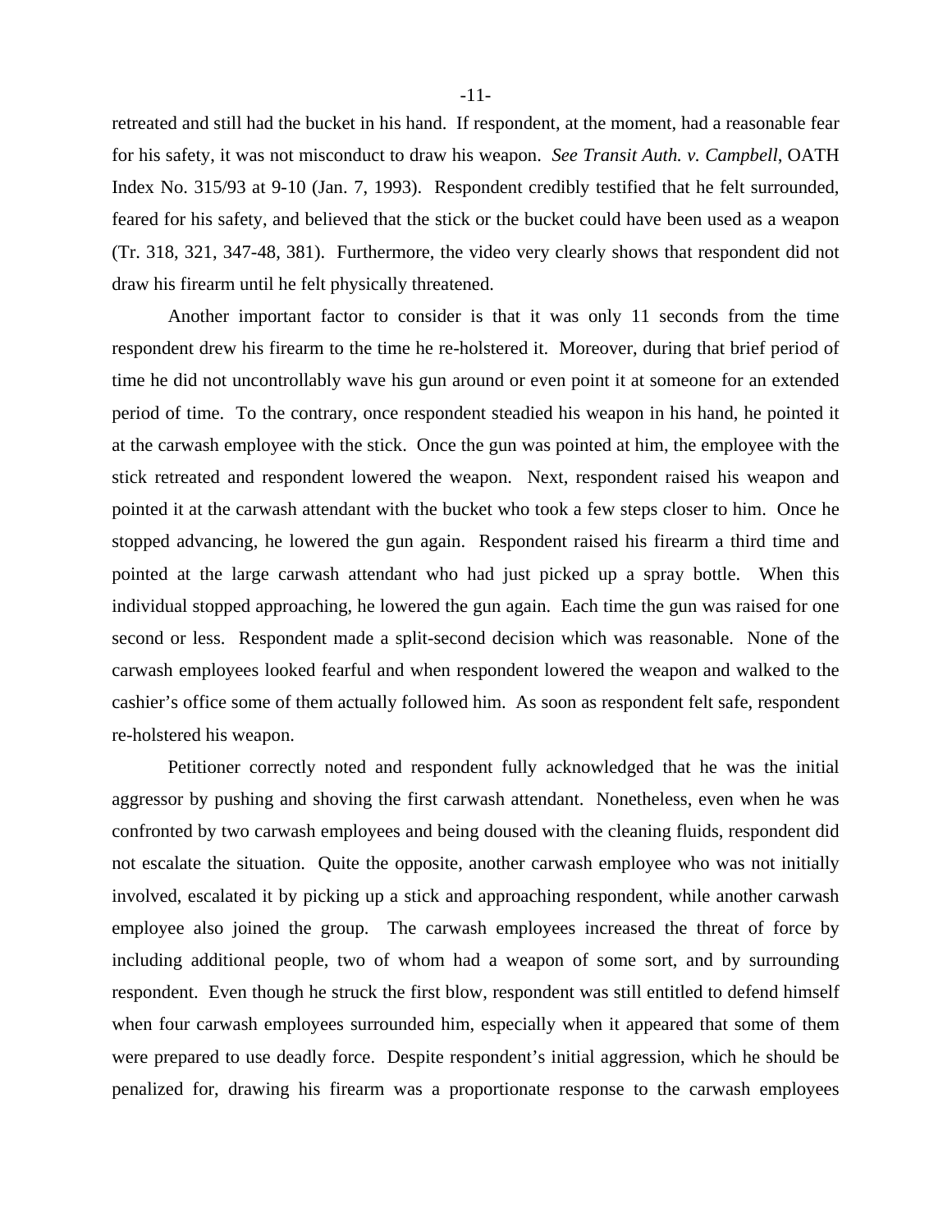retreated and still had the bucket in his hand. If respondent, at the moment, had a reasonable fear for his safety, it was not misconduct to draw his weapon. *See Transit Auth. v. Campbell*, OATH Index No. 315/93 at 9-10 (Jan. 7, 1993). Respondent credibly testified that he felt surrounded, feared for his safety, and believed that the stick or the bucket could have been used as a weapon (Tr. 318, 321, 347-48, 381). Furthermore, the video very clearly shows that respondent did not draw his firearm until he felt physically threatened.

Another important factor to consider is that it was only 11 seconds from the time respondent drew his firearm to the time he re-holstered it. Moreover, during that brief period of time he did not uncontrollably wave his gun around or even point it at someone for an extended period of time. To the contrary, once respondent steadied his weapon in his hand, he pointed it at the carwash employee with the stick. Once the gun was pointed at him, the employee with the stick retreated and respondent lowered the weapon. Next, respondent raised his weapon and pointed it at the carwash attendant with the bucket who took a few steps closer to him. Once he stopped advancing, he lowered the gun again. Respondent raised his firearm a third time and pointed at the large carwash attendant who had just picked up a spray bottle. When this individual stopped approaching, he lowered the gun again. Each time the gun was raised for one second or less. Respondent made a split-second decision which was reasonable. None of the carwash employees looked fearful and when respondent lowered the weapon and walked to the cashier's office some of them actually followed him. As soon as respondent felt safe, respondent re-holstered his weapon.

Petitioner correctly noted and respondent fully acknowledged that he was the initial aggressor by pushing and shoving the first carwash attendant. Nonetheless, even when he was confronted by two carwash employees and being doused with the cleaning fluids, respondent did not escalate the situation. Quite the opposite, another carwash employee who was not initially involved, escalated it by picking up a stick and approaching respondent, while another carwash employee also joined the group. The carwash employees increased the threat of force by including additional people, two of whom had a weapon of some sort, and by surrounding respondent. Even though he struck the first blow, respondent was still entitled to defend himself when four carwash employees surrounded him, especially when it appeared that some of them were prepared to use deadly force. Despite respondent's initial aggression, which he should be penalized for, drawing his firearm was a proportionate response to the carwash employees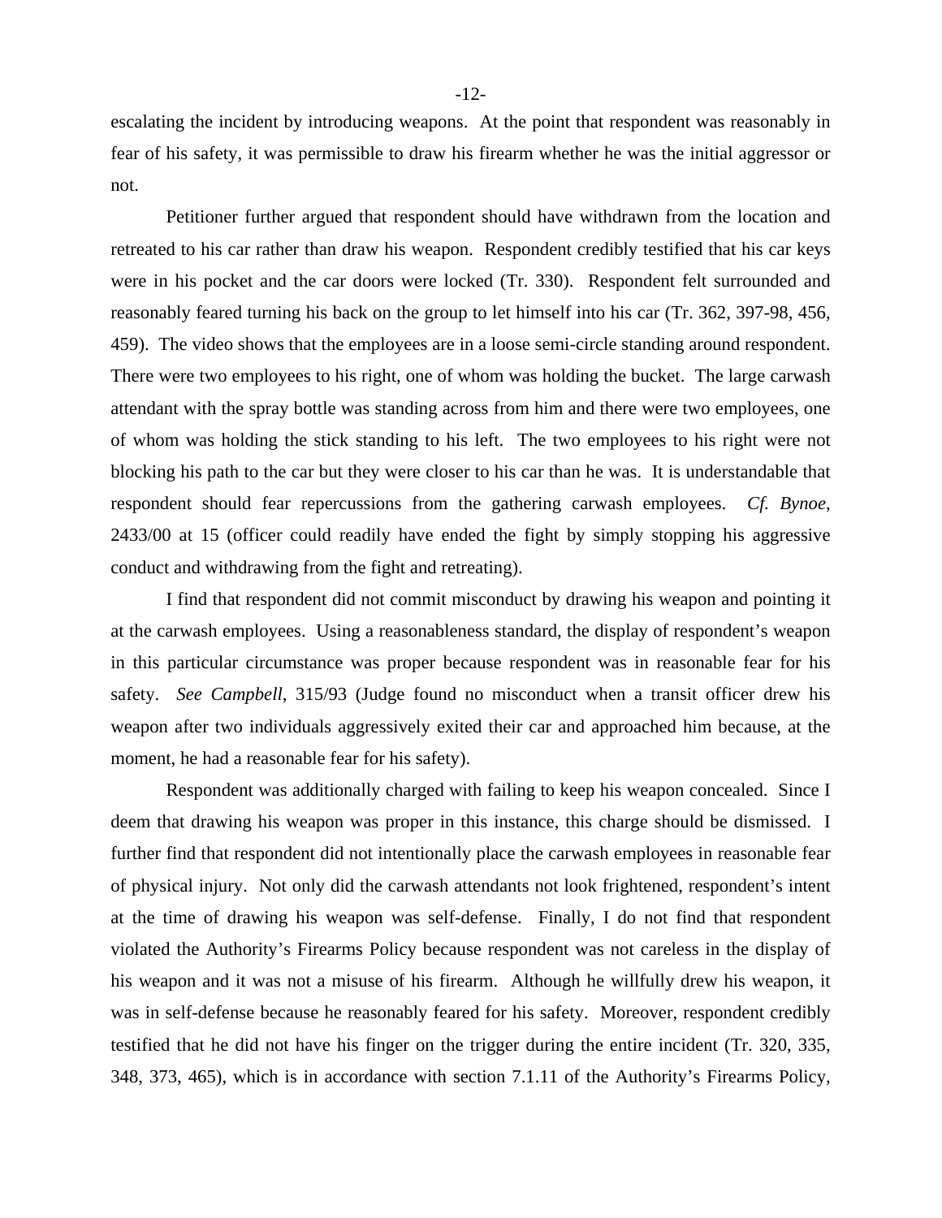escalating the incident by introducing weapons. At the point that respondent was reasonably in fear of his safety, it was permissible to draw his firearm whether he was the initial aggressor or not.

Petitioner further argued that respondent should have withdrawn from the location and retreated to his car rather than draw his weapon. Respondent credibly testified that his car keys were in his pocket and the car doors were locked (Tr. 330). Respondent felt surrounded and reasonably feared turning his back on the group to let himself into his car (Tr. 362, 397-98, 456, 459). The video shows that the employees are in a loose semi-circle standing around respondent. There were two employees to his right, one of whom was holding the bucket. The large carwash attendant with the spray bottle was standing across from him and there were two employees, one of whom was holding the stick standing to his left. The two employees to his right were not blocking his path to the car but they were closer to his car than he was. It is understandable that respondent should fear repercussions from the gathering carwash employees. *Cf. Bynoe*, 2433/00 at 15 (officer could readily have ended the fight by simply stopping his aggressive conduct and withdrawing from the fight and retreating).

I find that respondent did not commit misconduct by drawing his weapon and pointing it at the carwash employees. Using a reasonableness standard, the display of respondent's weapon in this particular circumstance was proper because respondent was in reasonable fear for his safety. *See Campbell*, 315/93 (Judge found no misconduct when a transit officer drew his weapon after two individuals aggressively exited their car and approached him because, at the moment, he had a reasonable fear for his safety).

Respondent was additionally charged with failing to keep his weapon concealed. Since I deem that drawing his weapon was proper in this instance, this charge should be dismissed. I further find that respondent did not intentionally place the carwash employees in reasonable fear of physical injury. Not only did the carwash attendants not look frightened, respondent's intent at the time of drawing his weapon was self-defense. Finally, I do not find that respondent violated the Authority's Firearms Policy because respondent was not careless in the display of his weapon and it was not a misuse of his firearm. Although he willfully drew his weapon, it was in self-defense because he reasonably feared for his safety. Moreover, respondent credibly testified that he did not have his finger on the trigger during the entire incident (Tr. 320, 335, 348, 373, 465), which is in accordance with section 7.1.11 of the Authority's Firearms Policy,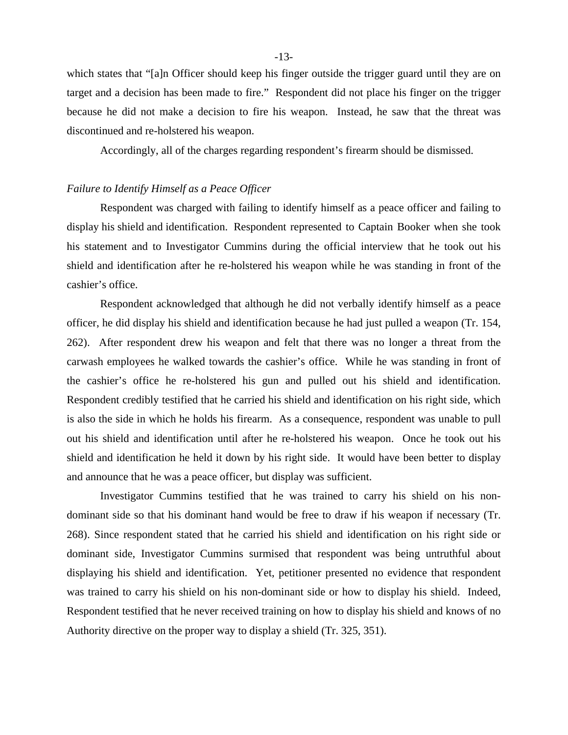which states that "[a]n Officer should keep his finger outside the trigger guard until they are on target and a decision has been made to fire." Respondent did not place his finger on the trigger because he did not make a decision to fire his weapon. Instead, he saw that the threat was discontinued and re-holstered his weapon.

Accordingly, all of the charges regarding respondent's firearm should be dismissed.

*Failure to Identify Himself as a Peace Officer*

Respondent was charged with failing to identify himself as a peace officer and failing to display his shield and identification. Respondent represented to Captain Booker when she took his statement and to Investigator Cummins during the official interview that he took out his shield and identification after he re-holstered his weapon while he was standing in front of the cashier's office.

Respondent acknowledged that although he did not verbally identify himself as a peace officer, he did display his shield and identification because he had just pulled a weapon (Tr. 154, 262). After respondent drew his weapon and felt that there was no longer a threat from the carwash employees he walked towards the cashier's office. While he was standing in front of the cashier's office he re-holstered his gun and pulled out his shield and identification. Respondent credibly testified that he carried his shield and identification on his right side, which is also the side in which he holds his firearm. As a consequence, respondent was unable to pull out his shield and identification until after he re-holstered his weapon. Once he took out his shield and identification he held it down by his right side. It would have been better to display and announce that he was a peace officer, but display was sufficient.

Investigator Cummins testified that he was trained to carry his shield on his non-dominant side so that his dominant hand would be free to draw if his weapon if necessary (Tr. 268). Since respondent stated that he carried his shield and identification on his right side or dominant side, Investigator Cummins surmised that respondent was being untruthful about displaying his shield and identification. Yet, petitioner presented no evidence that respondent was trained to carry his shield on his non-dominant side or how to display his shield. Indeed, Respondent testified that he never received training on how to display his shield and knows of no Authority directive on the proper way to display a shield (Tr. 325, 351).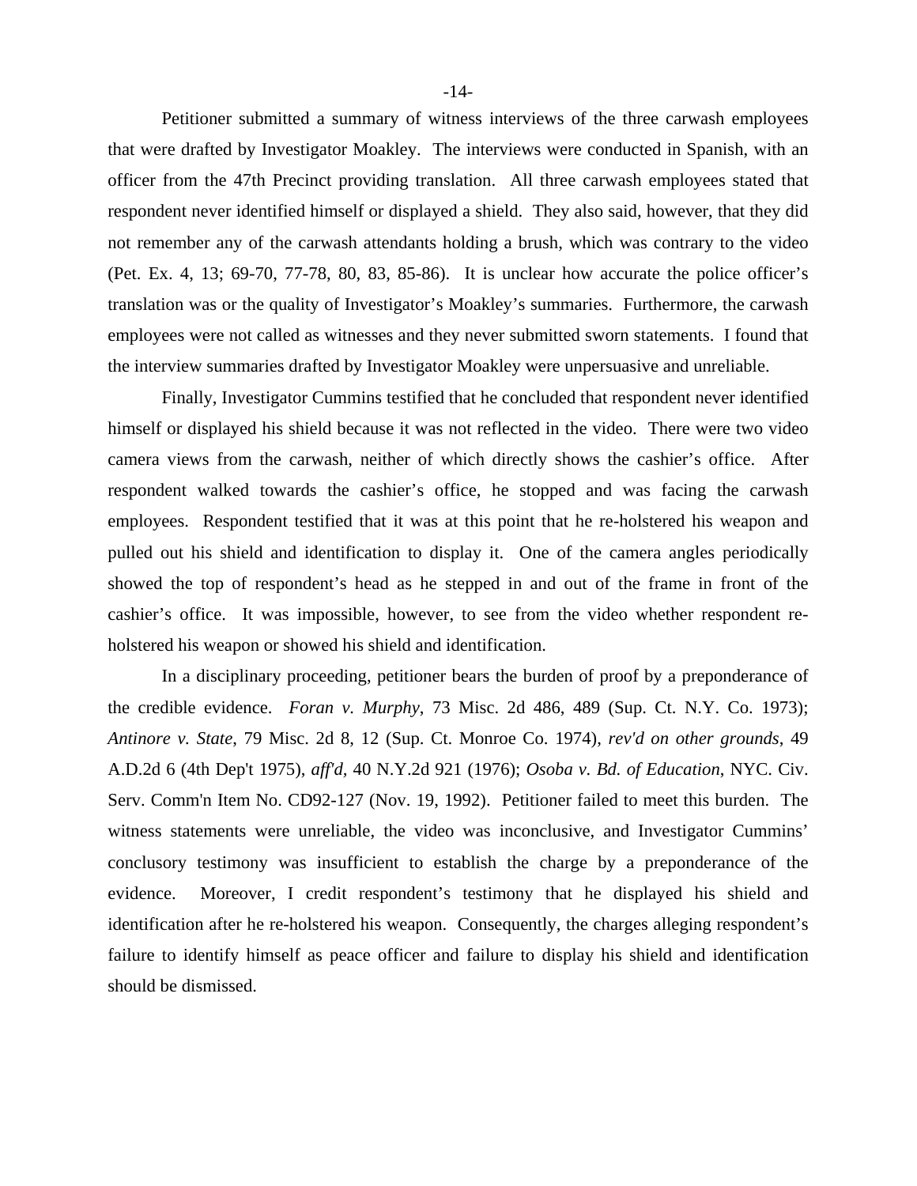Petitioner submitted a summary of witness interviews of the three carwash employees that were drafted by Investigator Moakley. The interviews were conducted in Spanish, with an officer from the 47th Precinct providing translation. All three carwash employees stated that respondent never identified himself or displayed a shield. They also said, however, that they did not remember any of the carwash attendants holding a brush, which was contrary to the video (Pet. Ex. 4, 13; 69-70, 77-78, 80, 83, 85-86). It is unclear how accurate the police officer's translation was or the quality of Investigator's Moakley's summaries. Furthermore, the carwash employees were not called as witnesses and they never submitted sworn statements. I found that the interview summaries drafted by Investigator Moakley were unpersuasive and unreliable.

Finally, Investigator Cummins testified that he concluded that respondent never identified himself or displayed his shield because it was not reflected in the video. There were two video camera views from the carwash, neither of which directly shows the cashier's office. After respondent walked towards the cashier's office, he stopped and was facing the carwash employees. Respondent testified that it was at this point that he re-holstered his weapon and pulled out his shield and identification to display it. One of the camera angles periodically showed the top of respondent's head as he stepped in and out of the frame in front of the cashier's office. It was impossible, however, to see from the video whether respondent re-holstered his weapon or showed his shield and identification.

In a disciplinary proceeding, petitioner bears the burden of proof by a preponderance of the credible evidence. *Foran v. Murphy*, 73 Misc. 2d 486, 489 (Sup. Ct. N.Y. Co. 1973); *Antinore v. State*, 79 Misc. 2d 8, 12 (Sup. Ct. Monroe Co. 1974), *rev'd on other grounds*, 49 A.D.2d 6 (4th Dep't 1975), *aff'd*, 40 N.Y.2d 921 (1976); *Osoba v. Bd. of Education*, NYC. Civ. Serv. Comm'n Item No. CD92-127 (Nov. 19, 1992). Petitioner failed to meet this burden. The witness statements were unreliable, the video was inconclusive, and Investigator Cummins' conclusory testimony was insufficient to establish the charge by a preponderance of the evidence. Moreover, I credit respondent's testimony that he displayed his shield and identification after he re-holstered his weapon. Consequently, the charges alleging respondent's failure to identify himself as peace officer and failure to display his shield and identification should be dismissed.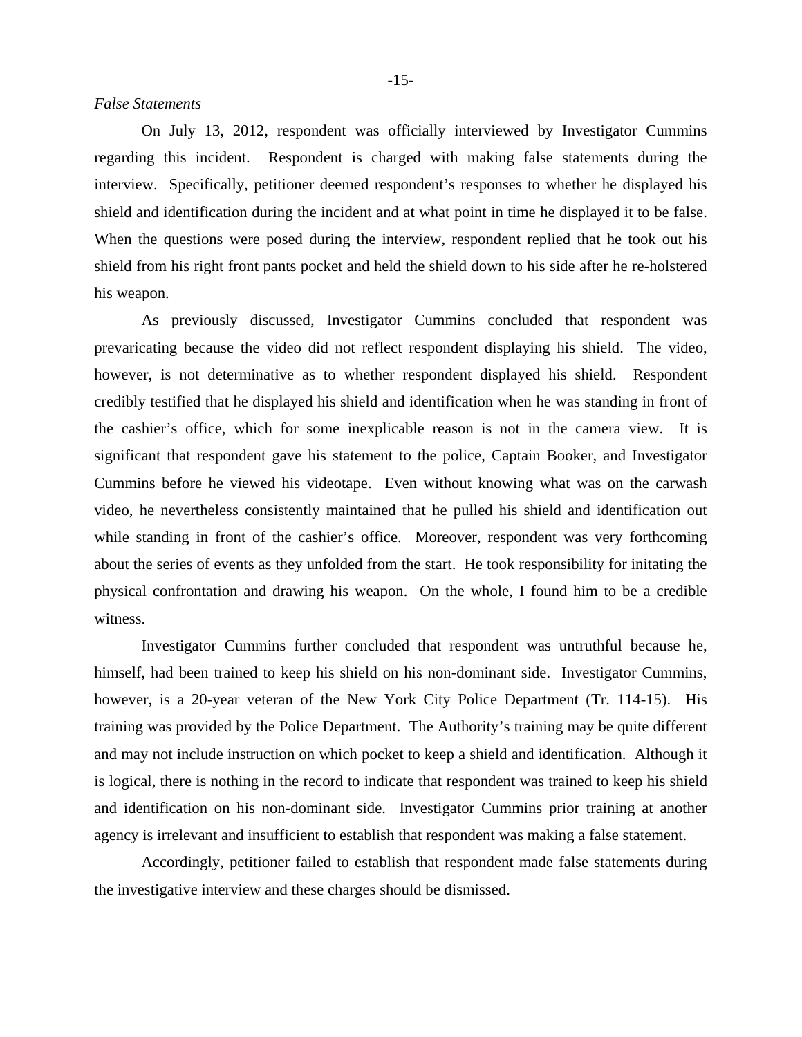*False Statements*

On July 13, 2012, respondent was officially interviewed by Investigator Cummins regarding this incident. Respondent is charged with making false statements during the interview. Specifically, petitioner deemed respondent's responses to whether he displayed his shield and identification during the incident and at what point in time he displayed it to be false. When the questions were posed during the interview, respondent replied that he took out his shield from his right front pants pocket and held the shield down to his side after he re-holstered his weapon.

As previously discussed, Investigator Cummins concluded that respondent was prevaricating because the video did not reflect respondent displaying his shield. The video, however, is not determinative as to whether respondent displayed his shield. Respondent credibly testified that he displayed his shield and identification when he was standing in front of the cashier's office, which for some inexplicable reason is not in the camera view. It is significant that respondent gave his statement to the police, Captain Booker, and Investigator Cummins before he viewed his videotape. Even without knowing what was on the carwash video, he nevertheless consistently maintained that he pulled his shield and identification out while standing in front of the cashier's office. Moreover, respondent was very forthcoming about the series of events as they unfolded from the start. He took responsibility for initating the physical confrontation and drawing his weapon. On the whole, I found him to be a credible witness.

Investigator Cummins further concluded that respondent was untruthful because he, himself, had been trained to keep his shield on his non-dominant side. Investigator Cummins, however, is a 20-year veteran of the New York City Police Department (Tr. 114-15). His training was provided by the Police Department. The Authority's training may be quite different and may not include instruction on which pocket to keep a shield and identification. Although it is logical, there is nothing in the record to indicate that respondent was trained to keep his shield and identification on his non-dominant side. Investigator Cummins prior training at another agency is irrelevant and insufficient to establish that respondent was making a false statement.

Accordingly, petitioner failed to establish that respondent made false statements during the investigative interview and these charges should be dismissed.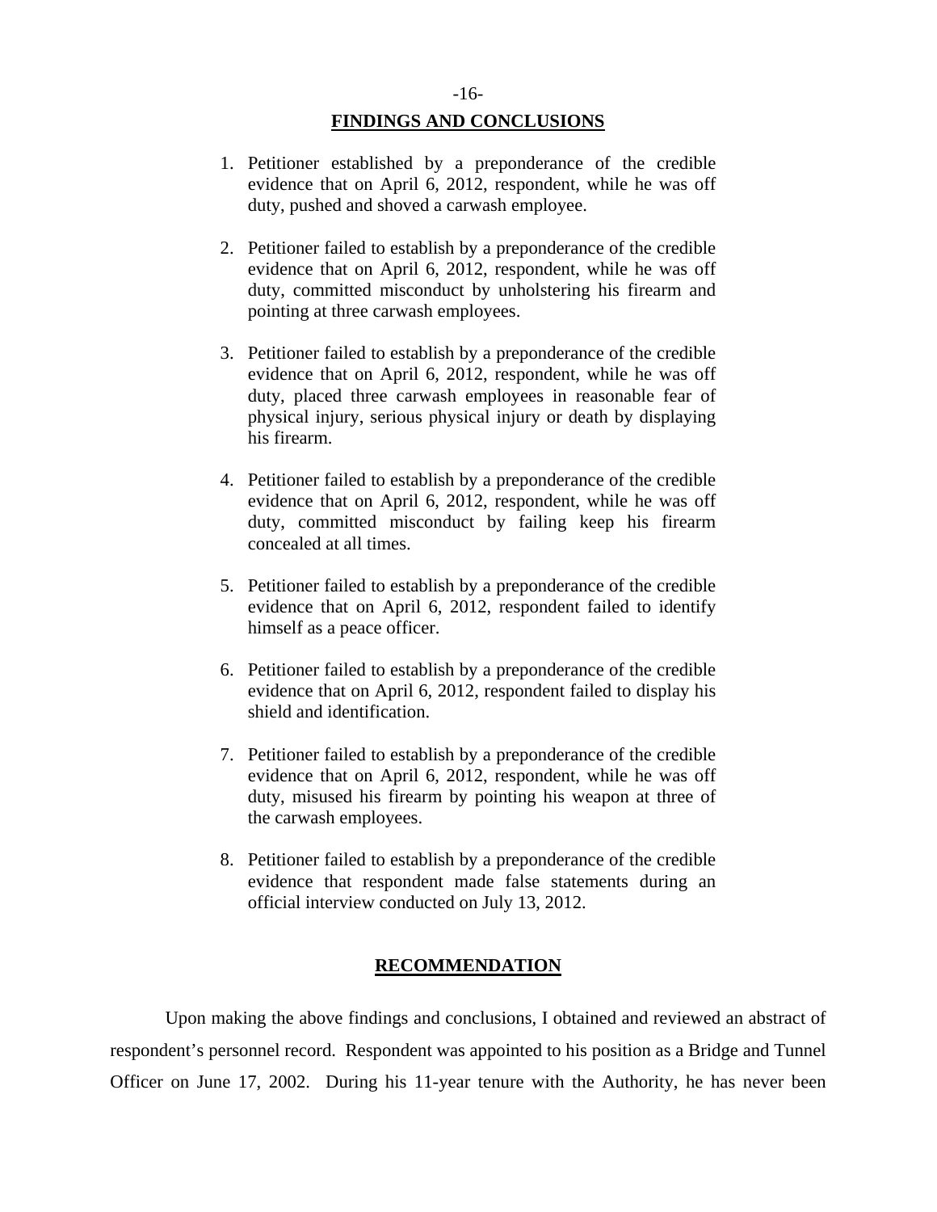## FINDINGS AND CONCLUSIONS

1. Petitioner established by a preponderance of the credible evidence that on April 6, 2012, respondent, while he was off duty, pushed and shoved a carwash employee.

2. Petitioner failed to establish by a preponderance of the credible evidence that on April 6, 2012, respondent, while he was off duty, committed misconduct by unholstering his firearm and pointing at three carwash employees.

3. Petitioner failed to establish by a preponderance of the credible evidence that on April 6, 2012, respondent, while he was off duty, placed three carwash employees in reasonable fear of physical injury, serious physical injury or death by displaying his firearm.

4. Petitioner failed to establish by a preponderance of the credible evidence that on April 6, 2012, respondent, while he was off duty, committed misconduct by failing keep his firearm concealed at all times.

5. Petitioner failed to establish by a preponderance of the credible evidence that on April 6, 2012, respondent failed to identify himself as a peace officer.

6. Petitioner failed to establish by a preponderance of the credible evidence that on April 6, 2012, respondent failed to display his shield and identification.

7. Petitioner failed to establish by a preponderance of the credible evidence that on April 6, 2012, respondent, while he was off duty, misused his firearm by pointing his weapon at three of the carwash employees.

8. Petitioner failed to establish by a preponderance of the credible evidence that respondent made false statements during an official interview conducted on July 13, 2012.

## RECOMMENDATION

Upon making the above findings and conclusions, I obtained and reviewed an abstract of respondent's personnel record. Respondent was appointed to his position as a Bridge and Tunnel Officer on June 17, 2002. During his 11-year tenure with the Authority, he has never been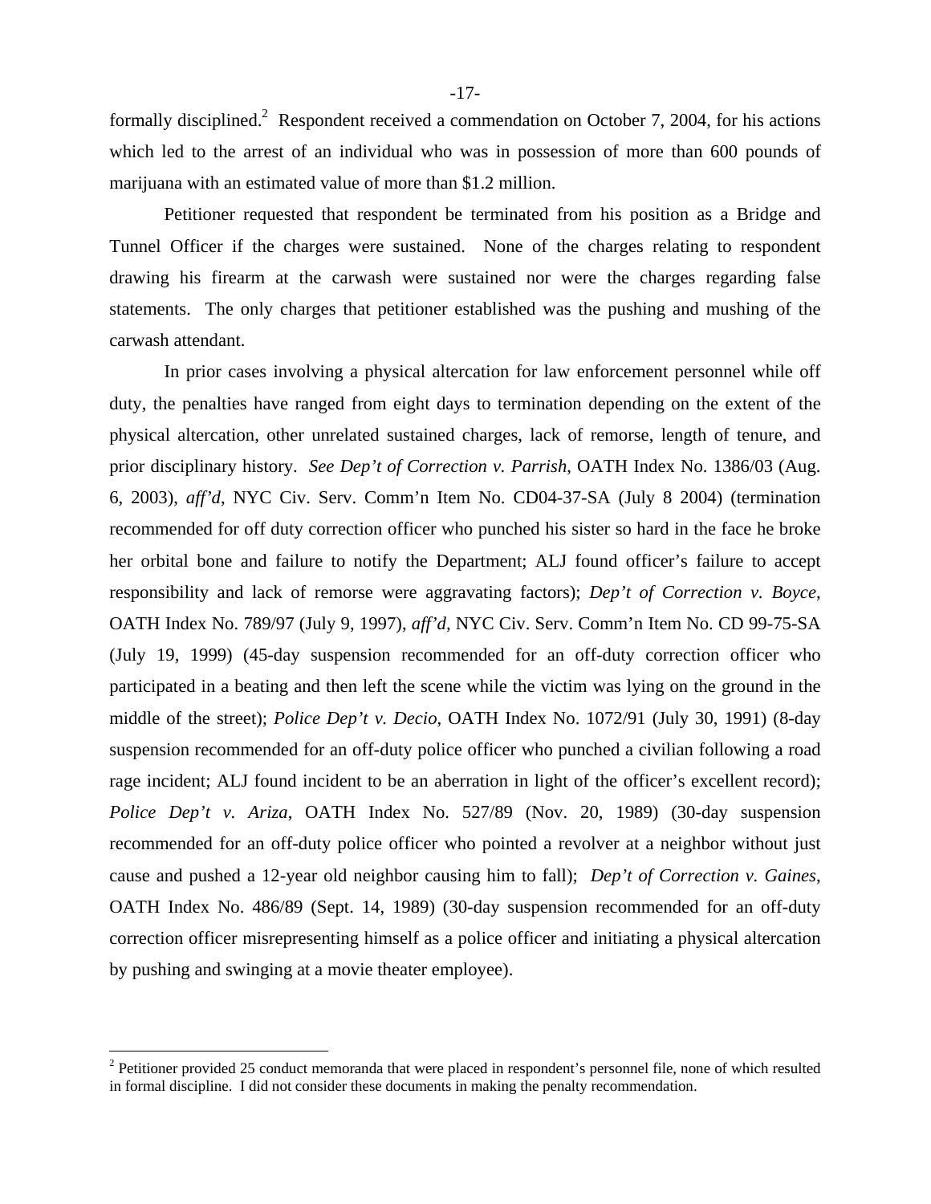formally disciplined.[2] Respondent received a commendation on October 7, 2004, for his actions which led to the arrest of an individual who was in possession of more than 600 pounds of marijuana with an estimated value of more than $1.2 million.

Petitioner requested that respondent be terminated from his position as a Bridge and Tunnel Officer if the charges were sustained. None of the charges relating to respondent drawing his firearm at the carwash were sustained nor were the charges regarding false statements. The only charges that petitioner established was the pushing and mushing of the carwash attendant.

In prior cases involving a physical altercation for law enforcement personnel while off duty, the penalties have ranged from eight days to termination depending on the extent of the physical altercation, other unrelated sustained charges, lack of remorse, length of tenure, and prior disciplinary history. *See Dep't of Correction v. Parrish*, OATH Index No. 1386/03 (Aug. 6, 2003), *aff'd*, NYC Civ. Serv. Comm'n Item No. CD04-37-SA (July 8 2004) (termination recommended for off duty correction officer who punched his sister so hard in the face he broke her orbital bone and failure to notify the Department; ALJ found officer's failure to accept responsibility and lack of remorse were aggravating factors); *Dep't of Correction v. Boyce*, OATH Index No. 789/97 (July 9, 1997), *aff'd*, NYC Civ. Serv. Comm'n Item No. CD 99-75-SA (July 19, 1999) (45-day suspension recommended for an off-duty correction officer who participated in a beating and then left the scene while the victim was lying on the ground in the middle of the street); *Police Dep't v. Decio*, OATH Index No. 1072/91 (July 30, 1991) (8-day suspension recommended for an off-duty police officer who punched a civilian following a road rage incident; ALJ found incident to be an aberration in light of the officer's excellent record); *Police Dep't v. Ariza*, OATH Index No. 527/89 (Nov. 20, 1989) (30-day suspension recommended for an off-duty police officer who pointed a revolver at a neighbor without just cause and pushed a 12-year old neighbor causing him to fall); *Dep't of Correction v. Gaines*, OATH Index No. 486/89 (Sept. 14, 1989) (30-day suspension recommended for an off-duty correction officer misrepresenting himself as a police officer and initiating a physical altercation by pushing and swinging at a movie theater employee).

---

[2] Petitioner provided 25 conduct memoranda that were placed in respondent's personnel file, none of which resulted in formal discipline. I did not consider these documents in making the penalty recommendation.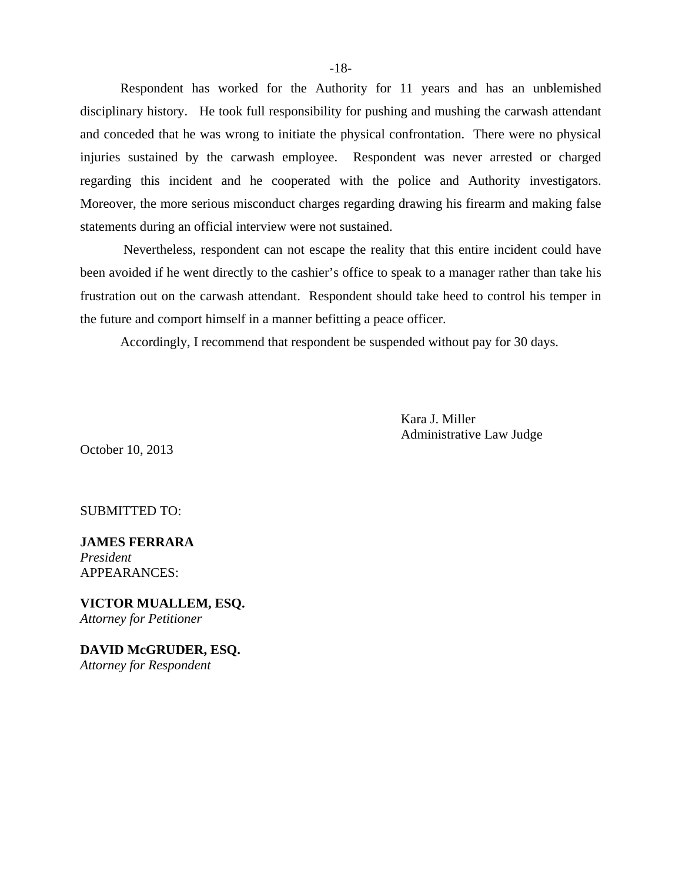Respondent has worked for the Authority for 11 years and has an unblemished disciplinary history. He took full responsibility for pushing and mushing the carwash attendant and conceded that he was wrong to initiate the physical confrontation. There were no physical injuries sustained by the carwash employee. Respondent was never arrested or charged regarding this incident and he cooperated with the police and Authority investigators. Moreover, the more serious misconduct charges regarding drawing his firearm and making false statements during an official interview were not sustained.

Nevertheless, respondent can not escape the reality that this entire incident could have been avoided if he went directly to the cashier's office to speak to a manager rather than take his frustration out on the carwash attendant. Respondent should take heed to control his temper in the future and comport himself in a manner befitting a peace officer.

Accordingly, I recommend that respondent be suspended without pay for 30 days.

Kara J. Miller
Administrative Law Judge

October 10, 2013

SUBMITTED TO:

**JAMES FERRARA**
*President*
APPEARANCES:

**VICTOR MUALLEM, ESQ.**
*Attorney for Petitioner*

**DAVID McGRUDER, ESQ.**
*Attorney for Respondent*